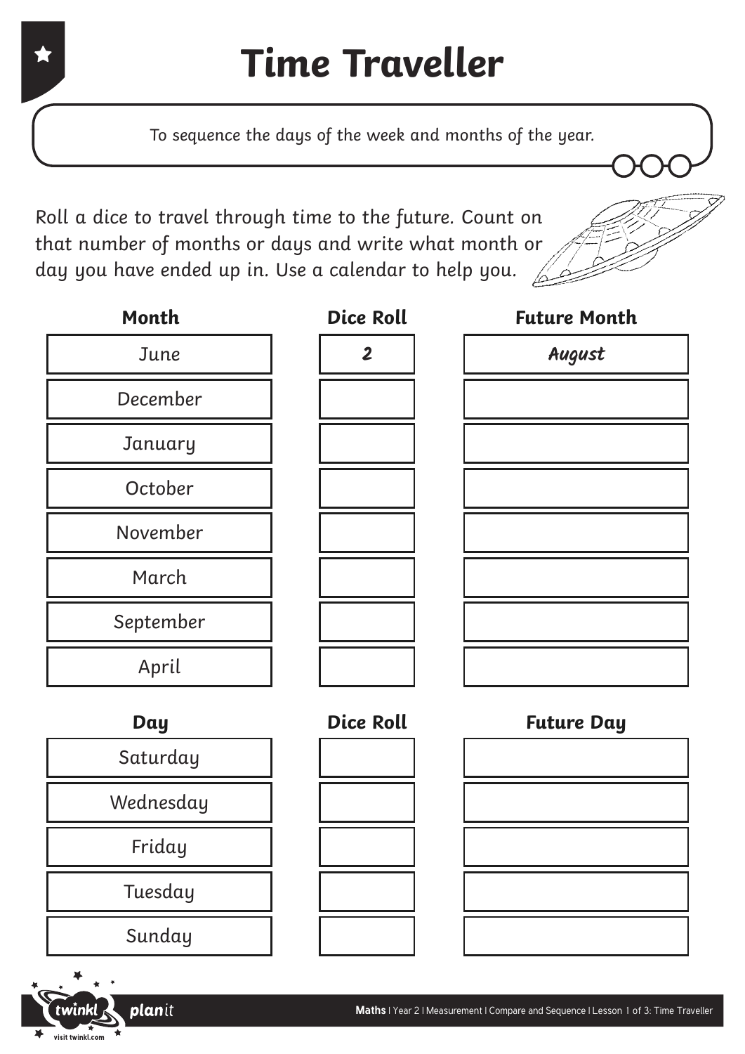# Time Traveller

To sequence the days of the week and months of the year.

Roll a dice to travel through time to the future. Count on that number of months or days and write what month or day you have ended up in. Use a calendar to help you.

| Month | Dice Roll | Future Month |
| --- | --- | --- |
| June | 2 | August |
| December | | |
| January | | |
| October | | |
| November | | |
| March | | |
| September | | |
| April | | |

| Day | Dice Roll | Future Day |
| --- | --- | --- |
| Saturday | | |
| Wednesday | | |
| Friday | | |
| Tuesday | | |
| Sunday | | |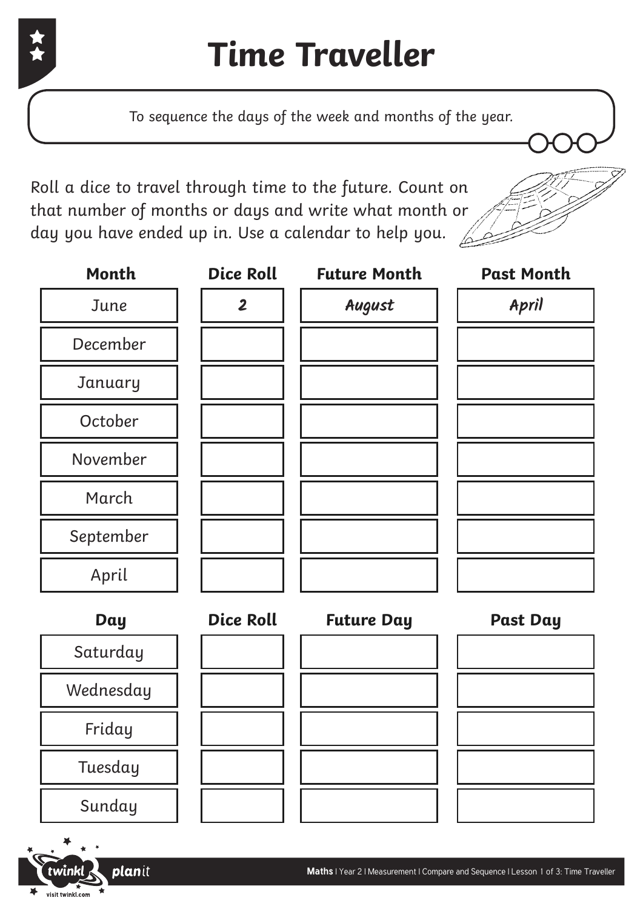# Time Traveller

To sequence the days of the week and months of the year.

Roll a dice to travel through time to the future. Count on that number of months or days and write what month or day you have ended up in. Use a calendar to help you.

| Month | Dice Roll | Future Month | Past Month |
| --- | --- | --- | --- |
| June | 2 | August | April |
| December | | | |
| January | | | |
| October | | | |
| November | | | |
| March | | | |
| September | | | |
| April | | | |

| Day | Dice Roll | Future Day | Past Day |
| --- | --- | --- | --- |
| Saturday | | | |
| Wednesday | | | |
| Friday | | | |
| Tuesday | | | |
| Sunday | | | |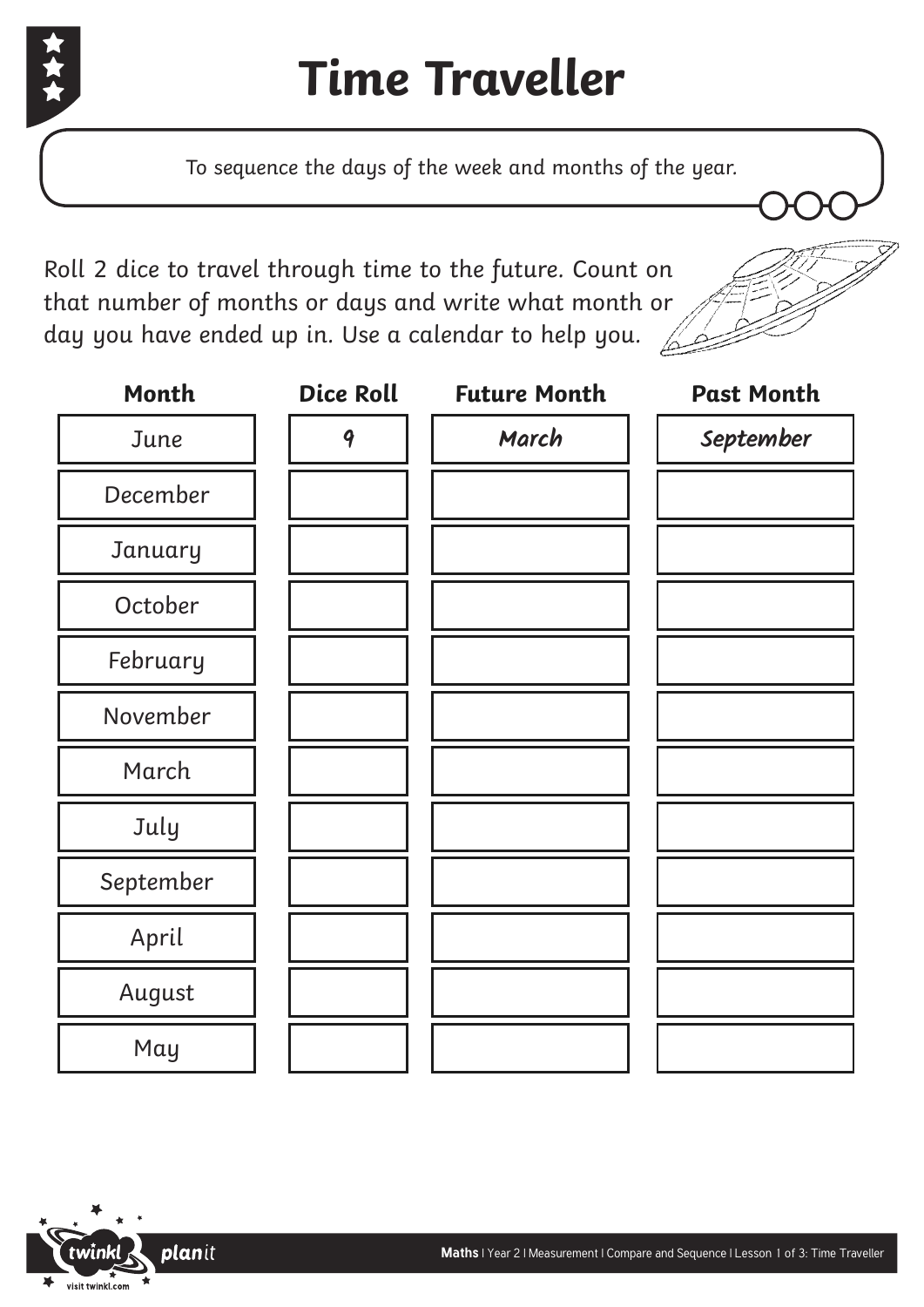# Time Traveller

To sequence the days of the week and months of the year.

Roll 2 dice to travel through time to the future. Count on that number of months or days and write what month or day you have ended up in. Use a calendar to help you.

| Month | Dice Roll | Future Month | Past Month |
|---|---|---|---|
| June | 9 | March | September |
| December | | | |
| January | | | |
| October | | | |
| February | | | |
| November | | | |
| March | | | |
| July | | | |
| September | | | |
| April | | | |
| August | | | |
| May | | | |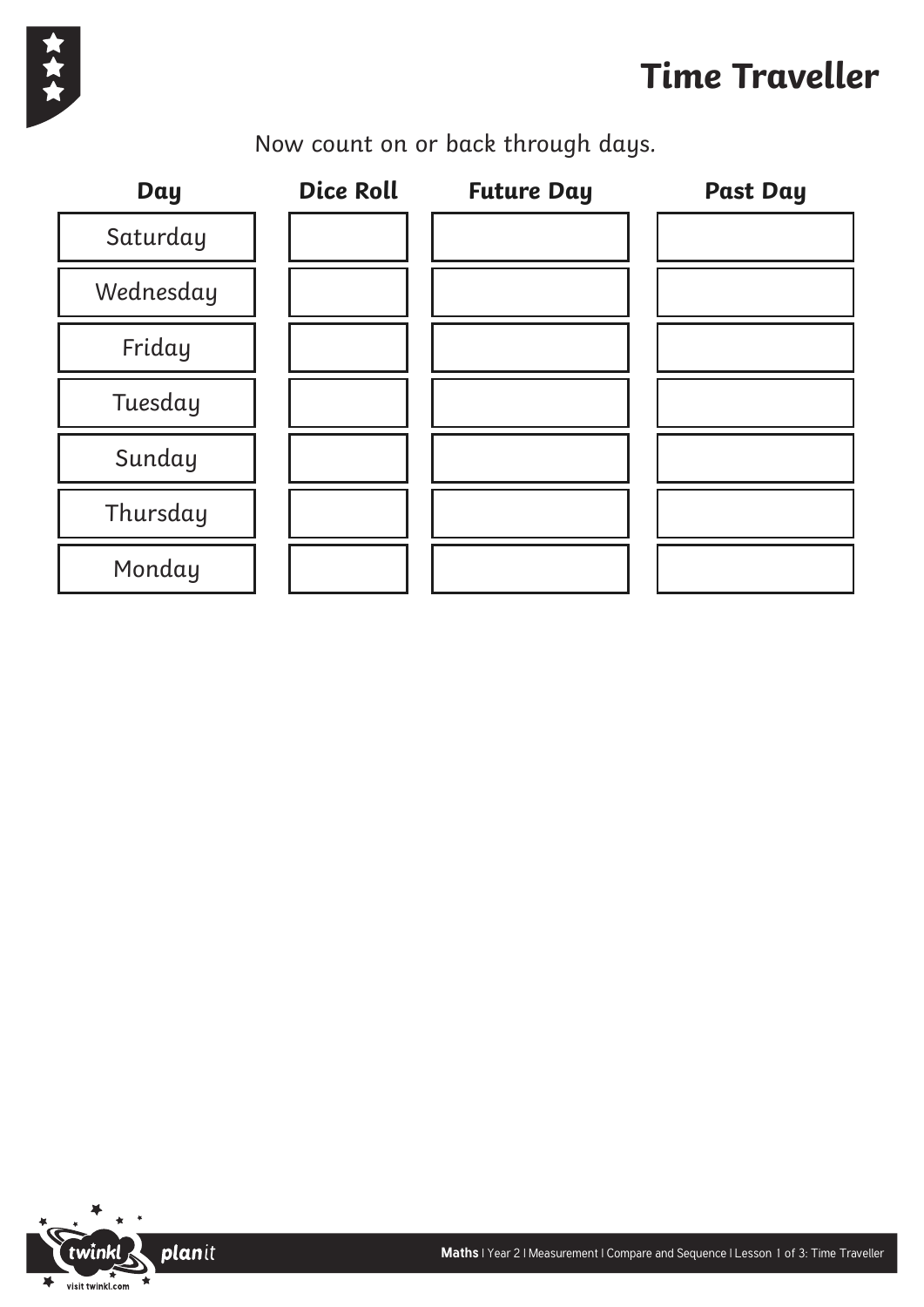# Time Traveller

Now count on or back through days.

| Day | Dice Roll | Future Day | Past Day |
|---|---|---|---|
| Saturday | | | |
| Wednesday | | | |
| Friday | | | |
| Tuesday | | | |
| Sunday | | | |
| Thursday | | | |
| Monday | | | |